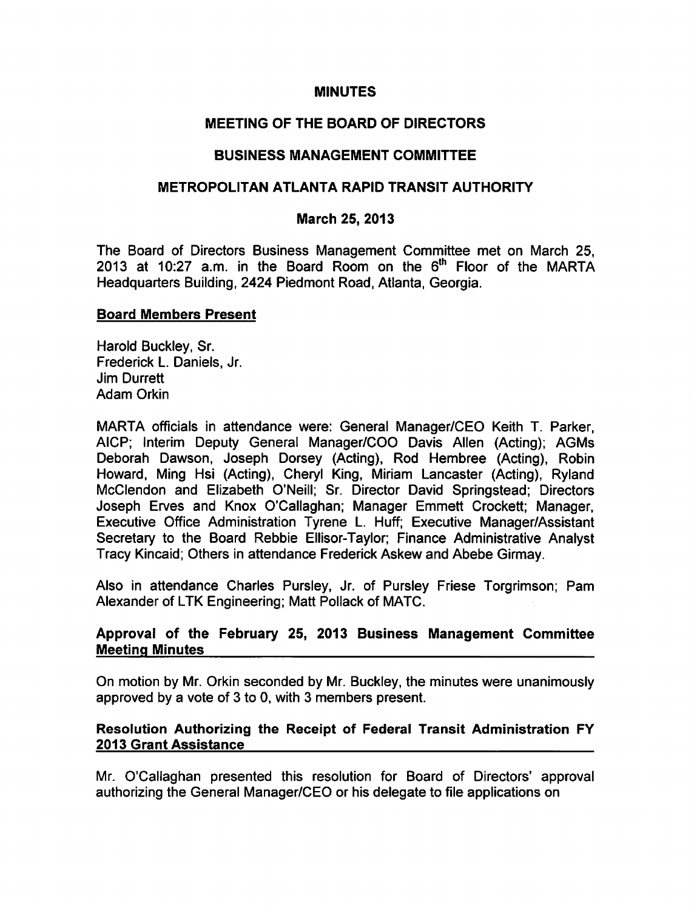# MINUTES

## MEETING OF THE BOARD OF DIRECTORS

## BUSINESS MANAGEMENT COMMITTEE

## METROPOLITAN ATLANTA RAPID TRANSIT AUTHORITY

### March 25, 2013

The Board of Directors Business Management Committee met on March 25, 2013 at 10:27 a.m. in the Board Room on the 6th Floor of the MARTA Headquarters Building, 2424 Piedmont Road, Atlanta, Georgia.

**Board Members Present**

Harold Buckley, Sr.
Frederick L. Daniels, Jr.
Jim Durrett
Adam Orkin

MARTA officials in attendance were: General Manager/CEO Keith T. Parker, AICP; Interim Deputy General Manager/COO Davis Allen (Acting); AGMs Deborah Dawson, Joseph Dorsey (Acting), Rod Hembree (Acting), Robin Howard, Ming Hsi (Acting), Cheryl King, Miriam Lancaster (Acting), Ryland McClendon and Elizabeth O'Neill; Sr. Director David Springstead; Directors Joseph Erves and Knox O'Callaghan; Manager Emmett Crockett; Manager, Executive Office Administration Tyrene L. Huff; Executive Manager/Assistant Secretary to the Board Rebbie Ellisor-Taylor; Finance Administrative Analyst Tracy Kincaid; Others in attendance Frederick Askew and Abebe Girmay.

Also in attendance Charles Pursley, Jr. of Pursley Friese Torgrimson; Pam Alexander of LTK Engineering; Matt Pollack of MATC.

**Approval of the February 25, 2013 Business Management Committee Meeting Minutes**

On motion by Mr. Orkin seconded by Mr. Buckley, the minutes were unanimously approved by a vote of 3 to 0, with 3 members present.

**Resolution Authorizing the Receipt of Federal Transit Administration FY 2013 Grant Assistance**

Mr. O'Callaghan presented this resolution for Board of Directors' approval authorizing the General Manager/CEO or his delegate to file applications on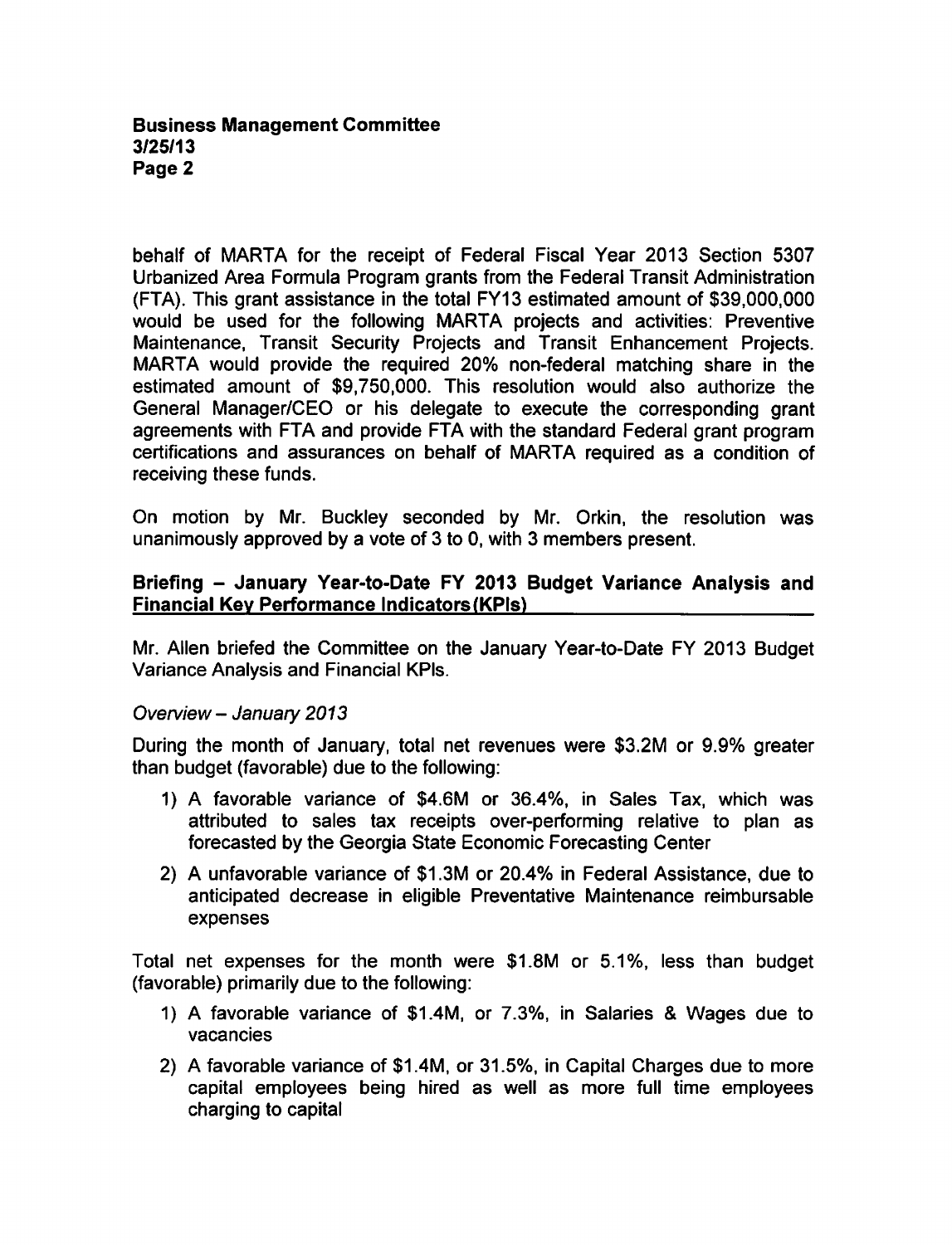behalf of MARTA for the receipt of Federal Fiscal Year 2013 Section 5307 Urbanized Area Formula Program grants from the Federal Transit Administration (FTA). This grant assistance in the total FY13 estimated amount of $39,000,000 would be used for the following MARTA projects and activities: Preventive Maintenance, Transit Security Projects and Transit Enhancement Projects. MARTA would provide the required 20% non-federal matching share in the estimated amount of $9,750,000. This resolution would also authorize the General Manager/CEO or his delegate to execute the corresponding grant agreements with FTA and provide FTA with the standard Federal grant program certifications and assurances on behalf of MARTA required as a condition of receiving these funds.

On motion by Mr. Buckley seconded by Mr. Orkin, the resolution was unanimously approved by a vote of 3 to 0, with 3 members present.

**Briefing – January Year-to-Date FY 2013 Budget Variance Analysis and Financial Key Performance Indicators (KPIs)**

Mr. Allen briefed the Committee on the January Year-to-Date FY 2013 Budget Variance Analysis and Financial KPIs.

*Overview – January 2013*

During the month of January, total net revenues were $3.2M or 9.9% greater than budget (favorable) due to the following:

1) A favorable variance of $4.6M or 36.4%, in Sales Tax, which was attributed to sales tax receipts over-performing relative to plan as forecasted by the Georgia State Economic Forecasting Center
2) A unfavorable variance of $1.3M or 20.4% in Federal Assistance, due to anticipated decrease in eligible Preventative Maintenance reimbursable expenses

Total net expenses for the month were $1.8M or 5.1%, less than budget (favorable) primarily due to the following:

1) A favorable variance of $1.4M, or 7.3%, in Salaries & Wages due to vacancies
2) A favorable variance of $1.4M, or 31.5%, in Capital Charges due to more capital employees being hired as well as more full time employees charging to capital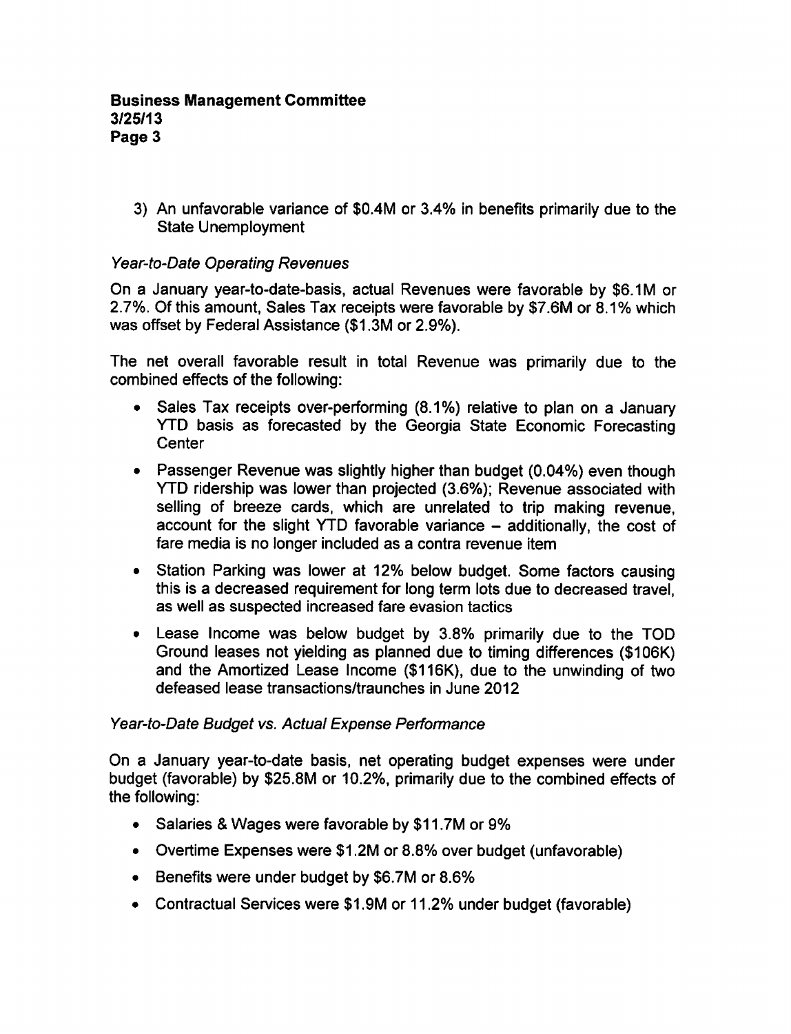3) An unfavorable variance of $0.4M or 3.4% in benefits primarily due to the State Unemployment

*Year-to-Date Operating Revenues*

On a January year-to-date-basis, actual Revenues were favorable by $6.1M or 2.7%. Of this amount, Sales Tax receipts were favorable by $7.6M or 8.1% which was offset by Federal Assistance ($1.3M or 2.9%).

The net overall favorable result in total Revenue was primarily due to the combined effects of the following:

- Sales Tax receipts over-performing (8.1%) relative to plan on a January YTD basis as forecasted by the Georgia State Economic Forecasting Center
- Passenger Revenue was slightly higher than budget (0.04%) even though YTD ridership was lower than projected (3.6%); Revenue associated with selling of breeze cards, which are unrelated to trip making revenue, account for the slight YTD favorable variance – additionally, the cost of fare media is no longer included as a contra revenue item
- Station Parking was lower at 12% below budget. Some factors causing this is a decreased requirement for long term lots due to decreased travel, as well as suspected increased fare evasion tactics
- Lease Income was below budget by 3.8% primarily due to the TOD Ground leases not yielding as planned due to timing differences ($106K) and the Amortized Lease Income ($116K), due to the unwinding of two defeased lease transactions/traunches in June 2012

*Year-to-Date Budget vs. Actual Expense Performance*

On a January year-to-date basis, net operating budget expenses were under budget (favorable) by $25.8M or 10.2%, primarily due to the combined effects of the following:

- Salaries & Wages were favorable by $11.7M or 9%
- Overtime Expenses were $1.2M or 8.8% over budget (unfavorable)
- Benefits were under budget by $6.7M or 8.6%
- Contractual Services were $1.9M or 11.2% under budget (favorable)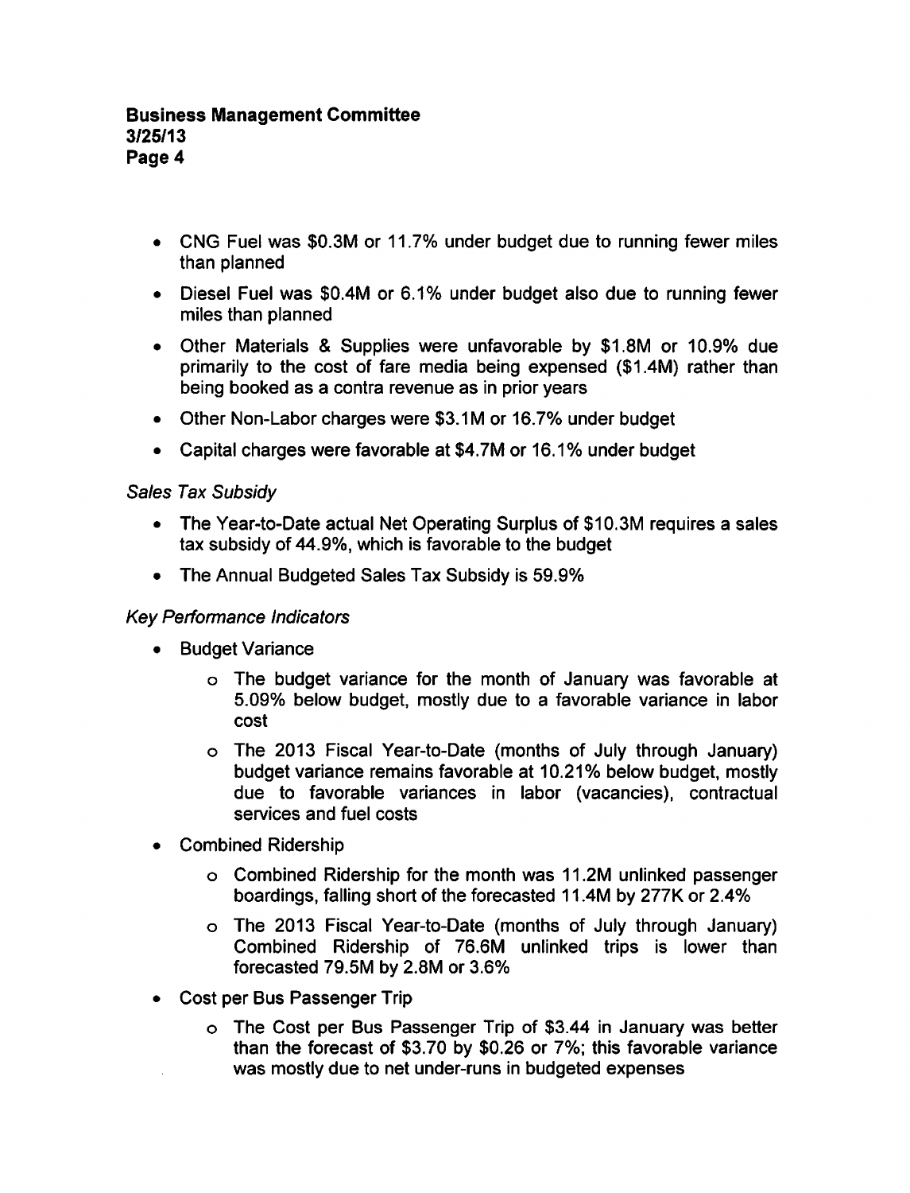- CNG Fuel was \$0.3M or 11.7% under budget due to running fewer miles than planned
- Diesel Fuel was \$0.4M or 6.1% under budget also due to running fewer miles than planned
- Other Materials & Supplies were unfavorable by \$1.8M or 10.9% due primarily to the cost of fare media being expensed (\$1.4M) rather than being booked as a contra revenue as in prior years
- Other Non-Labor charges were \$3.1M or 16.7% under budget
- Capital charges were favorable at \$4.7M or 16.1% under budget

*Sales Tax Subsidy*

- The Year-to-Date actual Net Operating Surplus of \$10.3M requires a sales tax subsidy of 44.9%, which is favorable to the budget
- The Annual Budgeted Sales Tax Subsidy is 59.9%

*Key Performance Indicators*

- Budget Variance
    - The budget variance for the month of January was favorable at 5.09% below budget, mostly due to a favorable variance in labor cost
    - The 2013 Fiscal Year-to-Date (months of July through January) budget variance remains favorable at 10.21% below budget, mostly due to favorable variances in labor (vacancies), contractual services and fuel costs
- Combined Ridership
    - Combined Ridership for the month was 11.2M unlinked passenger boardings, falling short of the forecasted 11.4M by 277K or 2.4%
    - The 2013 Fiscal Year-to-Date (months of July through January) Combined Ridership of 76.6M unlinked trips is lower than forecasted 79.5M by 2.8M or 3.6%
- Cost per Bus Passenger Trip
    - The Cost per Bus Passenger Trip of \$3.44 in January was better than the forecast of \$3.70 by \$0.26 or 7%; this favorable variance was mostly due to net under-runs in budgeted expenses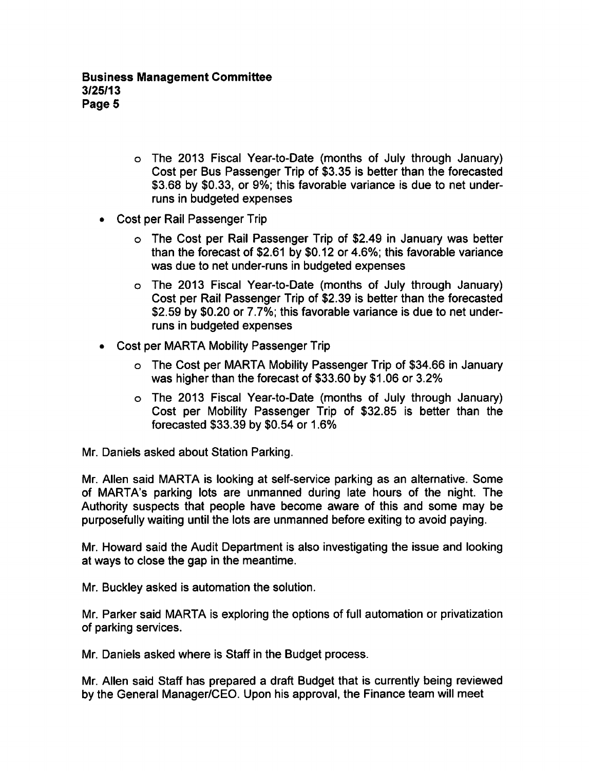- The 2013 Fiscal Year-to-Date (months of July through January) Cost per Bus Passenger Trip of $3.35 is better than the forecasted $3.68 by $0.33, or 9%; this favorable variance is due to net under-runs in budgeted expenses

- Cost per Rail Passenger Trip
  - The Cost per Rail Passenger Trip of $2.49 in January was better than the forecast of $2.61 by $0.12 or 4.6%; this favorable variance was due to net under-runs in budgeted expenses
  - The 2013 Fiscal Year-to-Date (months of July through January) Cost per Rail Passenger Trip of $2.39 is better than the forecasted $2.59 by $0.20 or 7.7%; this favorable variance is due to net under-runs in budgeted expenses

- Cost per MARTA Mobility Passenger Trip
  - The Cost per MARTA Mobility Passenger Trip of $34.66 in January was higher than the forecast of $33.60 by $1.06 or 3.2%
  - The 2013 Fiscal Year-to-Date (months of July through January) Cost per Mobility Passenger Trip of $32.85 is better than the forecasted $33.39 by $0.54 or 1.6%

Mr. Daniels asked about Station Parking.

Mr. Allen said MARTA is looking at self-service parking as an alternative. Some of MARTA's parking lots are unmanned during late hours of the night. The Authority suspects that people have become aware of this and some may be purposefully waiting until the lots are unmanned before exiting to avoid paying.

Mr. Howard said the Audit Department is also investigating the issue and looking at ways to close the gap in the meantime.

Mr. Buckley asked is automation the solution.

Mr. Parker said MARTA is exploring the options of full automation or privatization of parking services.

Mr. Daniels asked where is Staff in the Budget process.

Mr. Allen said Staff has prepared a draft Budget that is currently being reviewed by the General Manager/CEO. Upon his approval, the Finance team will meet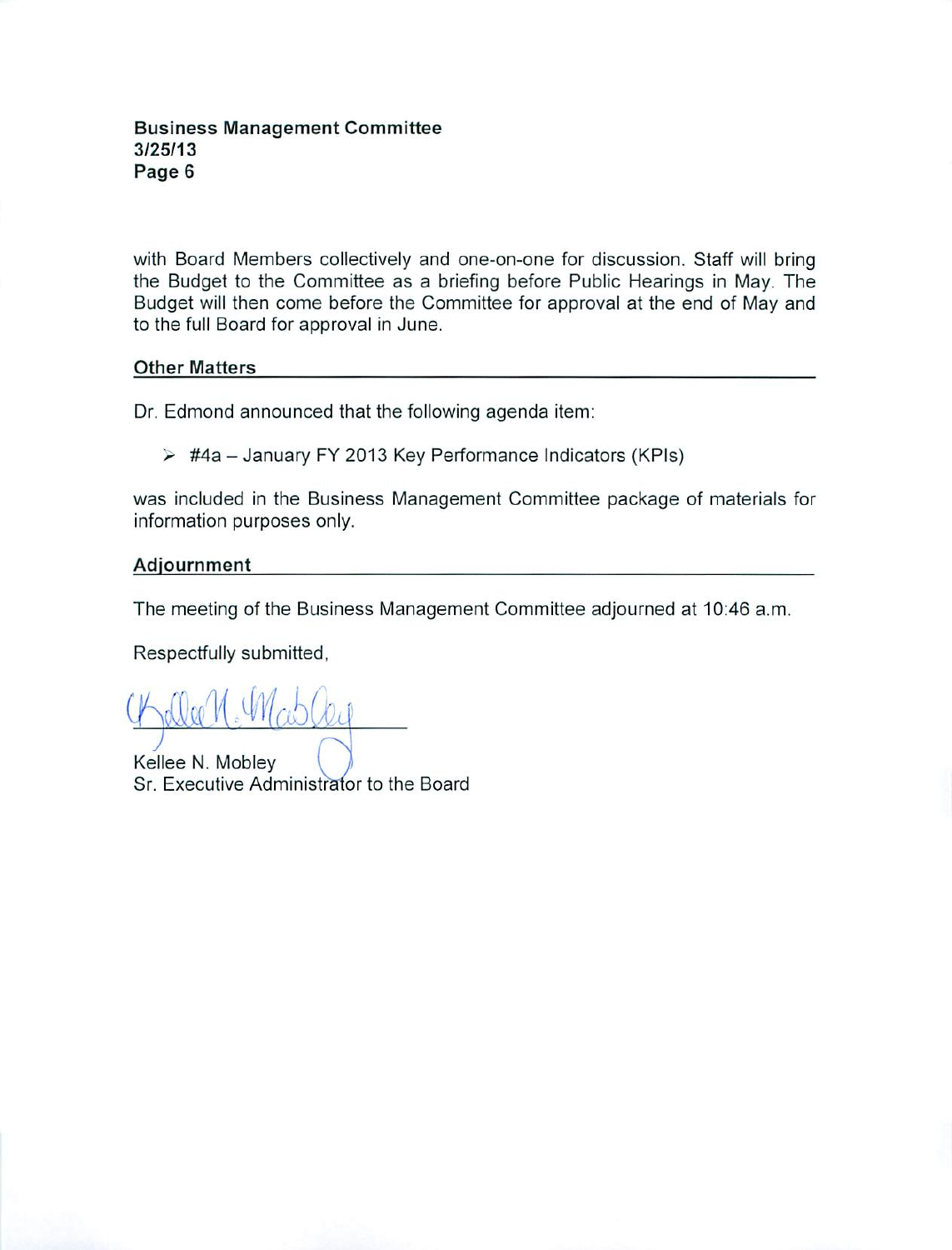with Board Members collectively and one-on-one for discussion. Staff will bring the Budget to the Committee as a briefing before Public Hearings in May. The Budget will then come before the Committee for approval at the end of May and to the full Board for approval in June.

## Other Matters

Dr. Edmond announced that the following agenda item:

- #4a – January FY 2013 Key Performance Indicators (KPIs)

was included in the Business Management Committee package of materials for information purposes only.

## Adjournment

The meeting of the Business Management Committee adjourned at 10:46 a.m.

Respectfully submitted,

Kellee N. Mobley
Sr. Executive Administrator to the Board